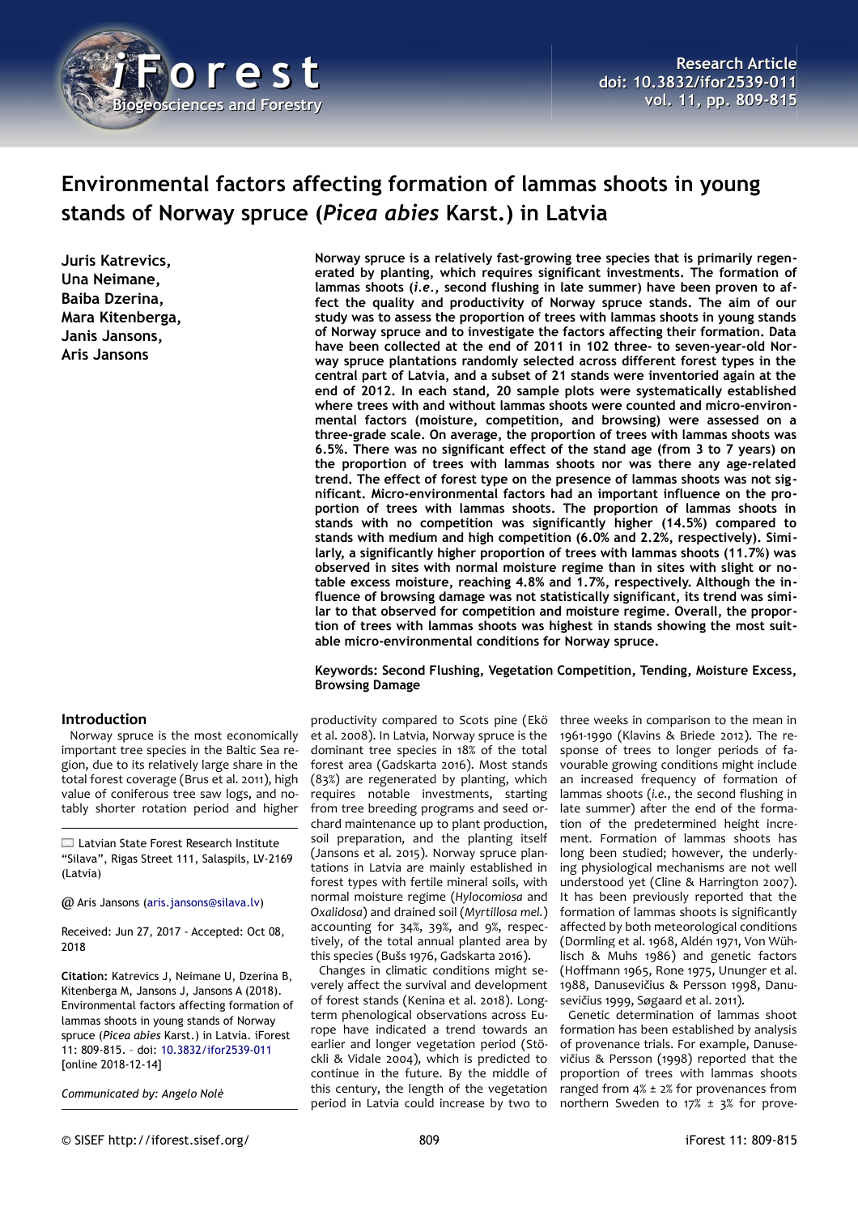# Environmental factors affecting formation of lammas shoots in young stands of Norway spruce (*Picea abies* Karst.) in Latvia

**Juris Katrevics, Una Neimane, Baiba Dzerina, Mara Kitenberga, Janis Jansons, Aris Jansons**

**Norway spruce is a relatively fast-growing tree species that is primarily regenerated by planting, which requires significant investments. The formation of lammas shoots (*i.e.*, second flushing in late summer) have been proven to affect the quality and productivity of Norway spruce stands. The aim of our study was to assess the proportion of trees with lammas shoots in young stands of Norway spruce and to investigate the factors affecting their formation. Data have been collected at the end of 2011 in 102 three- to seven-year-old Norway spruce plantations randomly selected across different forest types in the central part of Latvia, and a subset of 21 stands were inventoried again at the end of 2012. In each stand, 20 sample plots were systematically established where trees with and without lammas shoots were counted and micro-environmental factors (moisture, competition, and browsing) were assessed on a three-grade scale. On average, the proportion of trees with lammas shoots was 6.5%. There was no significant effect of the stand age (from 3 to 7 years) on the proportion of trees with lammas shoots nor was there any age-related trend. The effect of forest type on the presence of lammas shoots was not significant. Micro-environmental factors had an important influence on the proportion of trees with lammas shoots. The proportion of lammas shoots in stands with no competition was significantly higher (14.5%) compared to stands with medium and high competition (6.0% and 2.2%, respectively). Similarly, a significantly higher proportion of trees with lammas shoots (11.7%) was observed in sites with normal moisture regime than in sites with slight or notable excess moisture, reaching 4.8% and 1.7%, respectively. Although the influence of browsing damage was not statistically significant, its trend was similar to that observed for competition and moisture regime. Overall, the proportion of trees with lammas shoots was highest in stands showing the most suitable micro-environmental conditions for Norway spruce.**

**Keywords: Second Flushing, Vegetation Competition, Tending, Moisture Excess, Browsing Damage**

Latvian State Forest Research Institute "Silava", Rigas Street 111, Salaspils, LV-2169 (Latvia)

@ Aris Jansons (aris.jansons@silava.lv)

Received: Jun 27, 2017 - Accepted: Oct 08, 2018

**Citation:** Katrevics J, Neimane U, Dzerina B, Kitenberga M, Jansons J, Jansons A (2018). Environmental factors affecting formation of lammas shoots in young stands of Norway spruce (*Picea abies* Karst.) in Latvia. iForest 11: 809-815. – doi: 10.3832/ifor2539-011 [online 2018-12-14]

*Communicated by: Angelo Nolè*

## Introduction

Norway spruce is the most economically important tree species in the Baltic Sea region, due to its relatively large share in the total forest coverage (Brus et al. 2011), high value of coniferous tree saw logs, and notably shorter rotation period and higher productivity compared to Scots pine (Ekö et al. 2008). In Latvia, Norway spruce is the dominant tree species in 18% of the total forest area (Gadskarta 2016). Most stands (83%) are regenerated by planting, which requires notable investments, starting from tree breeding programs and seed orchard maintenance up to plant production, soil preparation, and the planting itself (Jansons et al. 2015). Norway spruce plantations in Latvia are mainly established in forest types with fertile mineral soils, with normal moisture regime (*Hylocomiosa* and *Oxalidosa*) and drained soil (*Myrtillosa mel.*) accounting for 34%, 39%, and 9%, respectively, of the total annual planted area by this species (Bušs 1976, Gadskarta 2016).

Changes in climatic conditions might severely affect the survival and development of forest stands (Kenina et al. 2018). Long-term phenological observations across Europe have indicated a trend towards an earlier and longer vegetation period (Stöckli & Vidale 2004), which is predicted to continue in the future. By the middle of this century, the length of the vegetation period in Latvia could increase by two to three weeks in comparison to the mean in 1961-1990 (Klavins & Briede 2012). The response of trees to longer periods of favourable growing conditions might include an increased frequency of formation of lammas shoots (*i.e.*, the second flushing in late summer) after the end of the formation of the predetermined height increment. Formation of lammas shoots has long been studied; however, the underlying physiological mechanisms are not well understood yet (Cline & Harrington 2007). It has been previously reported that the formation of lammas shoots is significantly affected by both meteorological conditions (Dormling et al. 1968, Aldén 1971, Von Wühlisch & Muhs 1986) and genetic factors (Hoffmann 1965, Rone 1975, Ununger et al. 1988, Danusevičius & Persson 1998, Danusevičius 1999, Søgaard et al. 2011).

Genetic determination of lammas shoot formation has been established by analysis of provenance trials. For example, Danusevičius & Persson (1998) reported that the proportion of trees with lammas shoots ranged from 4% ± 2% for provenances from northern Sweden to 17% ± 3% for prove-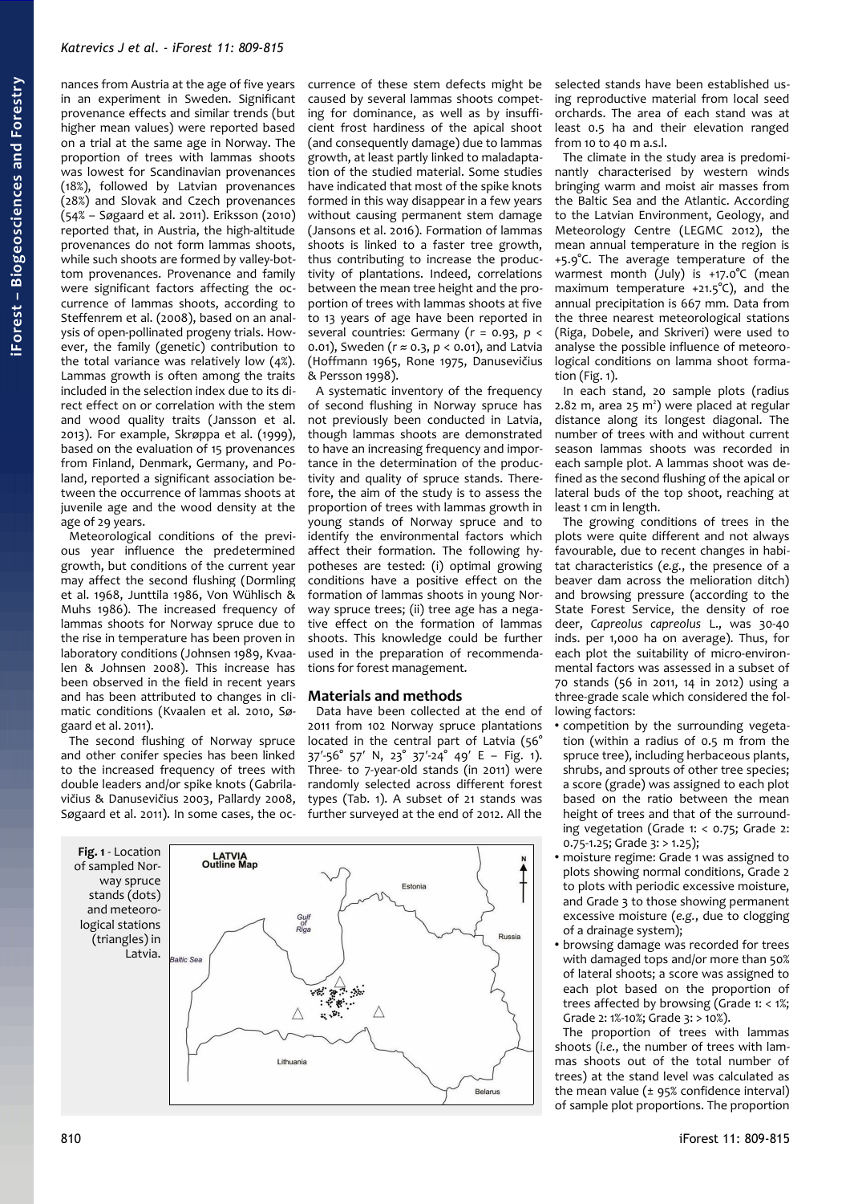nances from Austria at the age of five years in an experiment in Sweden. Significant provenance effects and similar trends (but higher mean values) were reported based on a trial at the same age in Norway. The proportion of trees with lammas shoots was lowest for Scandinavian provenances (18%), followed by Latvian provenances (28%) and Slovak and Czech provenances (54% – Søgaard et al. 2011). Eriksson (2010) reported that, in Austria, the high-altitude provenances do not form lammas shoots, while such shoots are formed by valley-bottom provenances. Provenance and family were significant factors affecting the occurrence of lammas shoots, according to Steffenrem et al. (2008), based on an analysis of open-pollinated progeny trials. However, the family (genetic) contribution to the total variance was relatively low (4%). Lammas growth is often among the traits included in the selection index due to its direct effect on or correlation with the stem and wood quality traits (Jansson et al. 2013). For example, Skrøppa et al. (1999), based on the evaluation of 15 provenances from Finland, Denmark, Germany, and Poland, reported a significant association between the occurrence of lammas shoots at juvenile age and the wood density at the age of 29 years.

Meteorological conditions of the previous year influence the predetermined growth, but conditions of the current year may affect the second flushing (Dormling et al. 1968, Junttila 1986, Von Wühlisch & Muhs 1986). The increased frequency of lammas shoots for Norway spruce due to the rise in temperature has been proven in laboratory conditions (Johnsen 1989, Kvaalen & Johnsen 2008). This increase has been observed in the field in recent years and has been attributed to changes in climatic conditions (Kvaalen et al. 2010, Søgaard et al. 2011).

The second flushing of Norway spruce and other conifer species has been linked to the increased frequency of trees with double leaders and/or spike knots (Gabrilavičius & Danusevičius 2003, Pallardy 2008, Søgaard et al. 2011). In some cases, the occurrence of these stem defects might be caused by several lammas shoots competing for dominance, as well as by insufficient frost hardiness of the apical shoot (and consequently damage) due to lammas growth, at least partly linked to maladaptation of the studied material. Some studies have indicated that most of the spike knots formed in this way disappear in a few years without causing permanent stem damage (Jansons et al. 2016). Formation of lammas shoots is linked to a faster tree growth, thus contributing to increase the productivity of plantations. Indeed, correlations between the mean tree height and the proportion of trees with lammas shoots at five to 13 years of age have been reported in several countries: Germany ($r = 0.93$, $p < 0.01$), Sweden ($r \approx 0.3$, $p < 0.01$), and Latvia (Hoffmann 1965, Rone 1975, Danusevičius & Persson 1998).

A systematic inventory of the frequency of second flushing in Norway spruce has not previously been conducted in Latvia, though lammas shoots are demonstrated to have an increasing frequency and importance in the determination of the productivity and quality of spruce stands. Therefore, the aim of the study is to assess the proportion of trees with lammas growth in young stands of Norway spruce and to identify the environmental factors which affect their formation. The following hypotheses are tested: (i) optimal growing conditions have a positive effect on the formation of lammas shoots in young Norway spruce trees; (ii) tree age has a negative effect on the formation of lammas shoots. This knowledge could be further used in the preparation of recommendations for forest management.

## Materials and methods

Data have been collected at the end of 2011 from 102 Norway spruce plantations located in the central part of Latvia (56° 37′-56° 57′ N, 23° 37′-24° 49′ E – Fig. 1). Three- to 7-year-old stands (in 2011) were randomly selected across different forest types (Tab. 1). A subset of 21 stands was further surveyed at the end of 2012. All the selected stands have been established using reproductive material from local seed orchards. The area of each stand was at least 0.5 ha and their elevation ranged from 10 to 40 m a.s.l.

The climate in the study area is predominantly characterised by western winds bringing warm and moist air masses from the Baltic Sea and the Atlantic. According to the Latvian Environment, Geology, and Meteorology Centre (LEGMC 2012), the mean annual temperature in the region is +5.9°C. The average temperature of the warmest month (July) is +17.0°C (mean maximum temperature +21.5°C), and the annual precipitation is 667 mm. Data from the three nearest meteorological stations (Riga, Dobele, and Skriveri) were used to analyse the possible influence of meteorological conditions on lamma shoot formation (Fig. 1).

In each stand, 20 sample plots (radius 2.82 m, area 25 m$^2$) were placed at regular distance along its longest diagonal. The number of trees with and without current season lammas shoots was recorded in each sample plot. A lammas shoot was defined as the second flushing of the apical or lateral buds of the top shoot, reaching at least 1 cm in length.

The growing conditions of trees in the plots were quite different and not always favourable, due to recent changes in habitat characteristics (*e.g.*, the presence of a beaver dam across the melioration ditch) and browsing pressure (according to the State Forest Service, the density of roe deer, *Capreolus capreolus* L., was 30-40 inds. per 1,000 ha on average). Thus, for each plot the suitability of micro-environmental factors was assessed in a subset of 70 stands (56 in 2011, 14 in 2012) using a three-grade scale which considered the following factors:

- competition by the surrounding vegetation (within a radius of 0.5 m from the spruce tree), including herbaceous plants, shrubs, and sprouts of other tree species; a score (grade) was assigned to each plot based on the ratio between the mean height of trees and that of the surrounding vegetation (Grade 1: < 0.75; Grade 2: 0.75-1.25; Grade 3: > 1.25);
- moisture regime: Grade 1 was assigned to plots showing normal conditions, Grade 2 to plots with periodic excessive moisture, and Grade 3 to those showing permanent excessive moisture (*e.g.*, due to clogging of a drainage system);
- browsing damage was recorded for trees with damaged tops and/or more than 50% of lateral shoots; a score was assigned to each plot based on the proportion of trees affected by browsing (Grade 1: < 1%; Grade 2: 1%-10%; Grade 3: > 10%).

The proportion of trees with lammas shoots (*i.e.*, the number of trees with lammas shoots out of the total number of trees) at the stand level was calculated as the mean value (± 95% confidence interval) of sample plot proportions. The proportion

**Fig. 1** - Location of sampled Norway spruce stands (dots) and meteorological stations (triangles) in Latvia.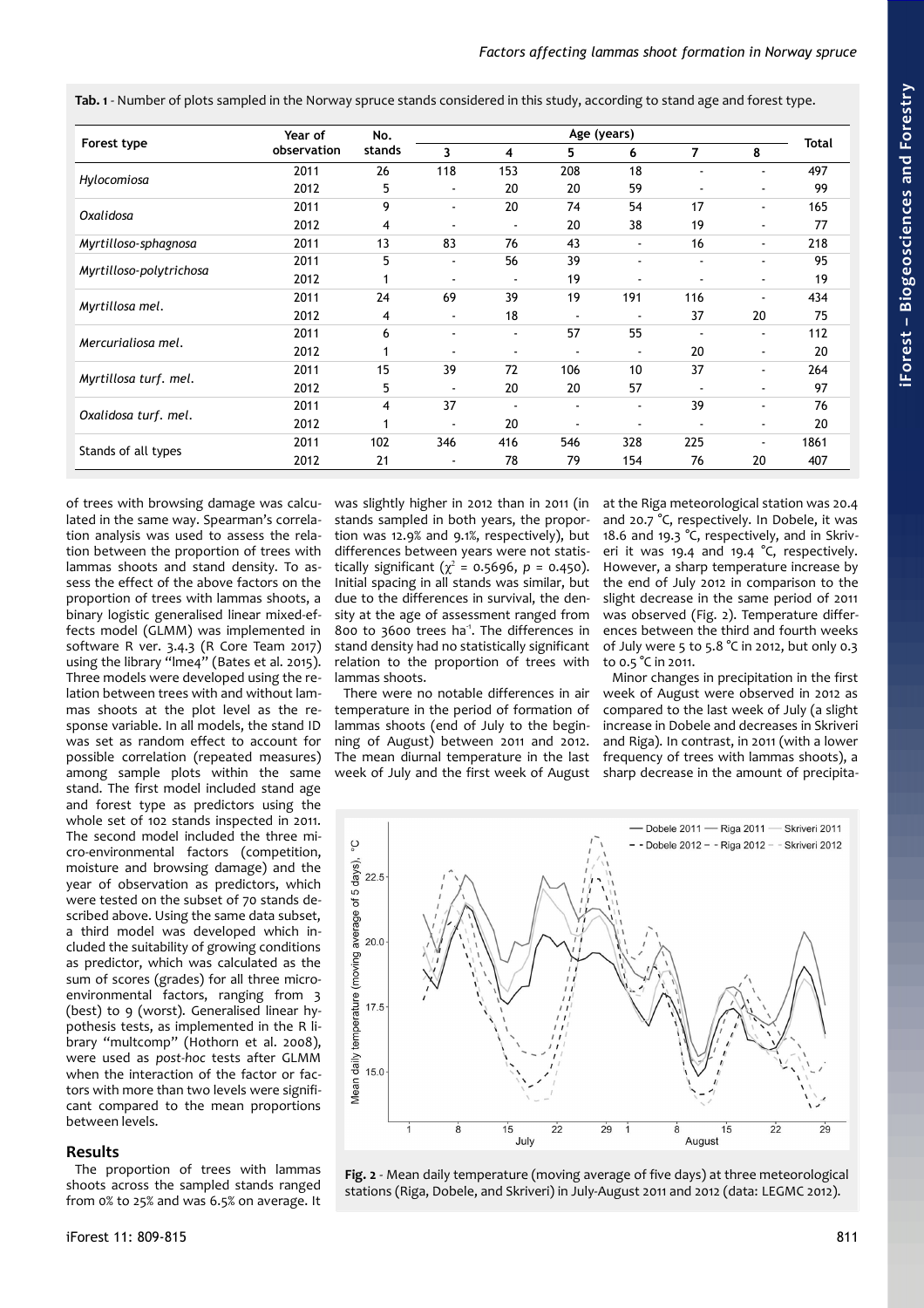**Tab. 1** - Number of plots sampled in the Norway spruce stands considered in this study, according to stand age and forest type.

| Forest type | Year of observation | No. stands | Age (years) | | | | | | Total |
|---|---|---|---|---|---|---|---|---|---|
| | | | 3 | 4 | 5 | 6 | 7 | 8 | |
| *Hylocomiosa* | 2011 | 26 | 118 | 153 | 208 | 18 | - | - | 497 |
| | 2012 | 5 | - | 20 | 20 | 59 | - | - | 99 |
| *Oxalidosa* | 2011 | 9 | - | 20 | 74 | 54 | 17 | - | 165 |
| | 2012 | 4 | - | - | 20 | 38 | 19 | - | 77 |
| *Myrtilloso-sphagnosa* | 2011 | 13 | 83 | 76 | 43 | - | 16 | - | 218 |
| *Myrtilloso-polytrichosa* | 2011 | 5 | - | 56 | 39 | - | - | - | 95 |
| | 2012 | 1 | - | - | 19 | - | - | - | 19 |
| *Myrtillosa mel.* | 2011 | 24 | 69 | 39 | 19 | 191 | 116 | - | 434 |
| | 2012 | 4 | - | 18 | - | - | 37 | 20 | 75 |
| *Mercurialiosa mel.* | 2011 | 6 | - | - | 57 | 55 | - | - | 112 |
| | 2012 | 1 | - | - | - | - | 20 | - | 20 |
| *Myrtillosa turf. mel.* | 2011 | 15 | 39 | 72 | 106 | 10 | 37 | - | 264 |
| | 2012 | 5 | - | 20 | 20 | 57 | - | - | 97 |
| *Oxalidosa turf. mel.* | 2011 | 4 | 37 | - | - | - | 39 | - | 76 |
| | 2012 | 1 | - | 20 | - | - | - | - | 20 |
| Stands of all types | 2011 | 102 | 346 | 416 | 546 | 328 | 225 | - | 1861 |
| | 2012 | 21 | - | 78 | 79 | 154 | 76 | 20 | 407 |

of trees with browsing damage was calculated in the same way. Spearman's correlation analysis was used to assess the relation between the proportion of trees with lammas shoots and stand density. To assess the effect of the above factors on the proportion of trees with lammas shoots, a binary logistic generalised linear mixed-effects model (GLMM) was implemented in software R ver. 3.4.3 (R Core Team 2017) using the library "lme4" (Bates et al. 2015). Three models were developed using the relation between trees with and without lammas shoots at the plot level as the response variable. In all models, the stand ID was set as random effect to account for possible correlation (repeated measures) among sample plots within the same stand. The first model included stand age and forest type as predictors using the whole set of 102 stands inspected in 2011. The second model included the three micro-environmental factors (competition, moisture and browsing damage) and the year of observation as predictors, which were tested on the subset of 70 stands described above. Using the same data subset, a third model was developed which included the suitability of growing conditions as predictor, which was calculated as the sum of scores (grades) for all three micro-environmental factors, ranging from 3 (best) to 9 (worst). Generalised linear hypothesis tests, as implemented in the R library "multcomp" (Hothorn et al. 2008), were used as *post-hoc* tests after GLMM when the interaction of the factor or factors with more than two levels were significant compared to the mean proportions between levels.

## Results

The proportion of trees with lammas shoots across the sampled stands ranged from 0% to 25% and was 6.5% on average. It was slightly higher in 2012 than in 2011 (in stands sampled in both years, the proportion was 12.9% and 9.1%, respectively), but differences between years were not statistically significant ($\chi^2 = 0.5696$, $p = 0.450$). Initial spacing in all stands was similar, but due to the differences in survival, the density at the age of assessment ranged from 800 to 3600 trees ha$^{-1}$. The differences in stand density had no statistically significant relation to the proportion of trees with lammas shoots.

There were no notable differences in air temperature in the period of formation of lammas shoots (end of July to the beginning of August) between 2011 and 2012. The mean diurnal temperature in the last week of July and the first week of August at the Riga meteorological station was 20.4 and 20.7 °C, respectively. In Dobele, it was 18.6 and 19.3 °C, respectively, and in Skriveri it was 19.4 and 19.4 °C, respectively. However, a sharp temperature increase by the end of July 2012 in comparison to the slight decrease in the same period of 2011 was observed (Fig. 2). Temperature differences between the third and fourth weeks of July were 5 to 5.8 °C in 2012, but only 0.3 to 0.5 °C in 2011.

Minor changes in precipitation in the first week of August were observed in 2012 as compared to the last week of July (a slight increase in Dobele and decreases in Skriveri and Riga). In contrast, in 2011 (with a lower frequency of trees with lammas shoots), a sharp decrease in the amount of precipita-

**Fig. 2** - Mean daily temperature (moving average of five days) at three meteorological stations (Riga, Dobele, and Skriveri) in July-August 2011 and 2012 (data: LEGMC 2012).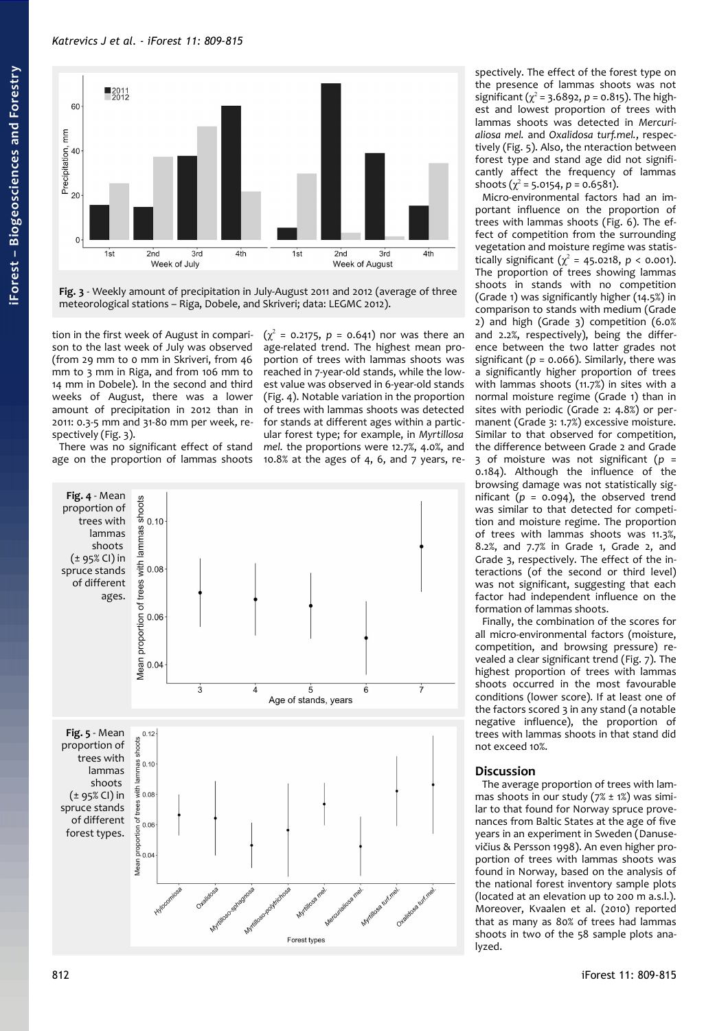**Fig. 3** - Weekly amount of precipitation in July-August 2011 and 2012 (average of three meteorological stations – Riga, Dobele, and Skriveri; data: LEGMC 2012).

tion in the first week of August in comparison to the last week of July was observed (from 29 mm to 0 mm in Skriveri, from 46 mm to 3 mm in Riga, and from 106 mm to 14 mm in Dobele). In the second and third weeks of August, there was a lower amount of precipitation in 2012 than in 2011: 0.3-5 mm and 31-80 mm per week, respectively (Fig. 3).

There was no significant effect of stand age on the proportion of lammas shoots ($\chi^2$ = 0.2175, $p$ = 0.641) nor was there an age-related trend. The highest mean proportion of trees with lammas shoots was reached in 7-year-old stands, while the lowest value was observed in 6-year-old stands (Fig. 4). Notable variation in the proportion of trees with lammas shoots was detected for stands at different ages within a particular forest type; for example, in *Myrtillosa mel.* the proportions were 12.7%, 4.0%, and 10.8% at the ages of 4, 6, and 7 years, respectively. The effect of the forest type on the presence of lammas shoots was not significant ($\chi^2$ = 3.6892, $p$ = 0.815). The highest and lowest proportion of trees with lammas shoots was detected in *Mercurialiosa mel.* and *Oxalidosa turf.mel.*, respectively (Fig. 5). Also, the nteraction between forest type and stand age did not significantly affect the frequency of lammas shoots ($\chi^2$ = 5.0154, $p$ = 0.6581).

Micro-environmental factors had an important influence on the proportion of trees with lammas shoots (Fig. 6). The effect of competition from the surrounding vegetation and moisture regime was statistically significant ($\chi^2$ = 45.0218, $p$ < 0.001). The proportion of trees showing lammas shoots in stands with no competition (Grade 1) was significantly higher (14.5%) in comparison to stands with medium (Grade 2) and high (Grade 3) competition (6.0% and 2.2%, respectively), being the difference between the two latter grades not significant ($p$ = 0.066). Similarly, there was a significantly higher proportion of trees with lammas shoots (11.7%) in sites with a normal moisture regime (Grade 1) than in sites with periodic (Grade 2: 4.8%) or permanent (Grade 3: 1.7%) excessive moisture. Similar to that observed for competition, the difference between Grade 2 and Grade 3 of moisture was not significant ($p$ = 0.184). Although the influence of the browsing damage was not statistically significant ($p$ = 0.094), the observed trend was similar to that detected for competition and moisture regime. The proportion of trees with lammas shoots was 11.3%, 8.2%, and 7.7% in Grade 1, Grade 2, and Grade 3, respectively. The effect of the interactions (of the second or third level) was not significant, suggesting that each factor had independent influence on the formation of lammas shoots.

Finally, the combination of the scores for all micro-environmental factors (moisture, competition, and browsing pressure) revealed a clear significant trend (Fig. 7). The highest proportion of trees with lammas shoots occurred in the most favourable conditions (lower score). If at least one of the factors scored 3 in any stand (a notable negative influence), the proportion of trees with lammas shoots in that stand did not exceed 10%.

**Fig. 4** - Mean proportion of trees with lammas shoots (± 95% CI) in spruce stands of different ages.

**Fig. 5** - Mean proportion of trees with lammas shoots (± 95% CI) in spruce stands of different forest types.

## Discussion

The average proportion of trees with lammas shoots in our study (7% ± 1%) was similar to that found for Norway spruce provenances from Baltic States at the age of five years in an experiment in Sweden (Danusevičius & Persson 1998). An even higher proportion of trees with lammas shoots was found in Norway, based on the analysis of the national forest inventory sample plots (located at an elevation up to 200 m a.s.l.). Moreover, Kvaalen et al. (2010) reported that as many as 80% of trees had lammas shoots in two of the 58 sample plots analyzed.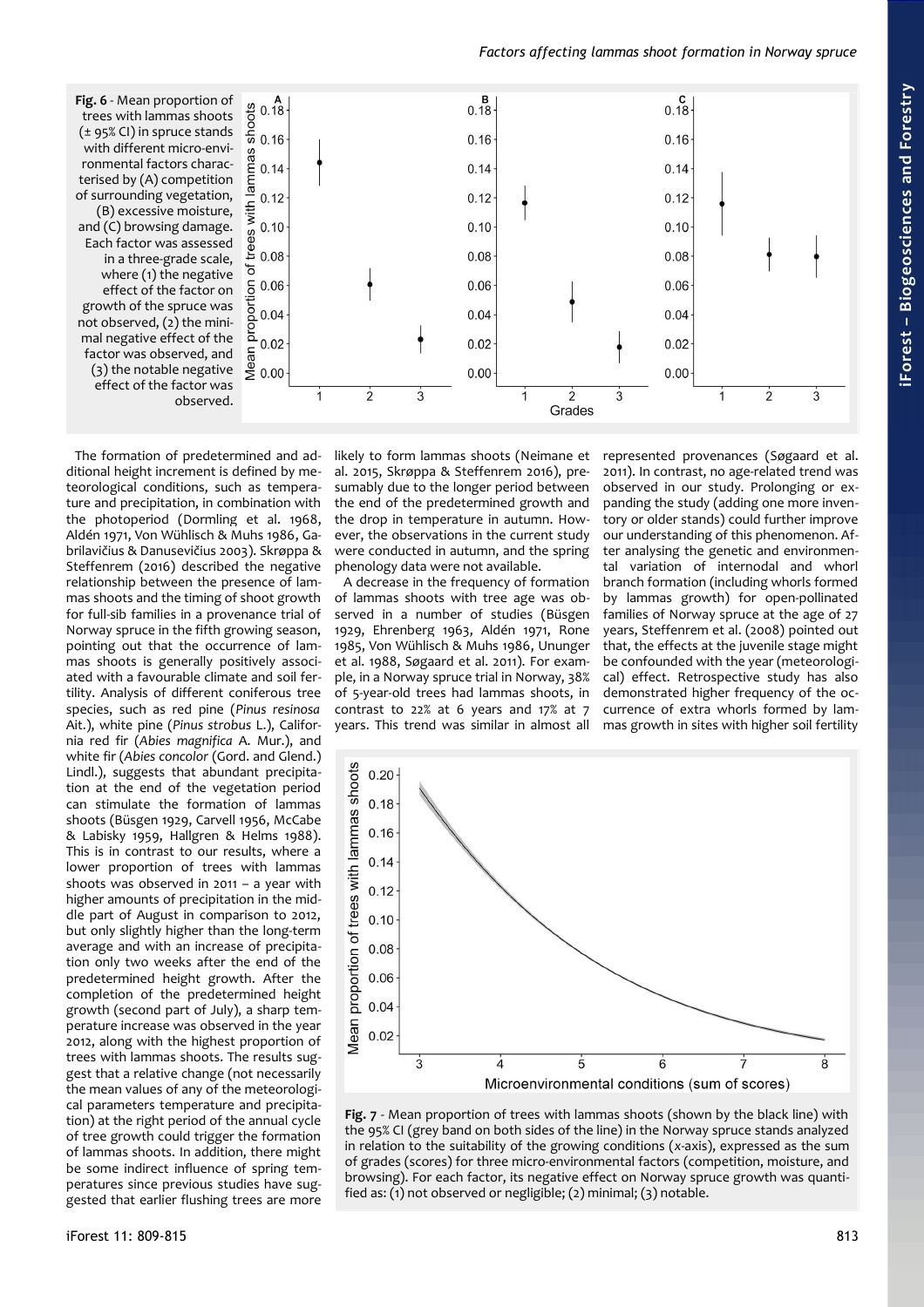**Fig. 6** - Mean proportion of trees with lammas shoots (± 95% CI) in spruce stands with different micro-environmental factors characterised by (A) competition of surrounding vegetation, (B) excessive moisture, and (C) browsing damage. Each factor was assessed in a three-grade scale, where (1) the negative effect of the factor on growth of the spruce was not observed, (2) the minimal negative effect of the factor was observed, and (3) the notable negative effect of the factor was observed.

The formation of predetermined and additional height increment is defined by meteorological conditions, such as temperature and precipitation, in combination with the photoperiod (Dormling et al. 1968, Aldén 1971, Von Wühlisch & Muhs 1986, Gabrilavičius & Danusevičius 2003). Skrøppa & Steffenrem (2016) described the negative relationship between the presence of lammas shoots and the timing of shoot growth for full-sib families in a provenance trial of Norway spruce in the fifth growing season, pointing out that the occurrence of lammas shoots is generally positively associated with a favourable climate and soil fertility. Analysis of different coniferous tree species, such as red pine (*Pinus resinosa* Ait.), white pine (*Pinus strobus* L.), California red fir (*Abies magnifica* A. Mur.), and white fir (*Abies concolor* (Gord. and Glend.) Lindl.), suggests that abundant precipitation at the end of the vegetation period can stimulate the formation of lammas shoots (Büsgen 1929, Carvell 1956, McCabe & Labisky 1959, Hallgren & Helms 1988). This is in contrast to our results, where a lower proportion of trees with lammas shoots was observed in 2011 – a year with higher amounts of precipitation in the middle part of August in comparison to 2012, but only slightly higher than the long-term average and with an increase of precipitation only two weeks after the end of the predetermined height growth. After the completion of the predetermined height growth (second part of July), a sharp temperature increase was observed in the year 2012, along with the highest proportion of trees with lammas shoots. The results suggest that a relative change (not necessarily the mean values of any of the meteorological parameters temperature and precipitation) at the right period of the annual cycle of tree growth could trigger the formation of lammas shoots. In addition, there might be some indirect influence of spring temperatures since previous studies have suggested that earlier flushing trees are more likely to form lammas shoots (Neimane et al. 2015, Skrøppa & Steffenrem 2016), presumably due to the longer period between the end of the predetermined growth and the drop in temperature in autumn. However, the observations in the current study were conducted in autumn, and the spring phenology data were not available.

A decrease in the frequency of formation of lammas shoots with tree age was observed in a number of studies (Büsgen 1929, Ehrenberg 1963, Aldén 1971, Rone 1985, Von Wühlisch & Muhs 1986, Ununger et al. 1988, Søgaard et al. 2011). For example, in a Norway spruce trial in Norway, 38% of 5-year-old trees had lammas shoots, in contrast to 22% at 6 years and 17% at 7 years. This trend was similar in almost all represented provenances (Søgaard et al. 2011). In contrast, no age-related trend was observed in our study. Prolonging or expanding the study (adding one more inventory or older stands) could further improve our understanding of this phenomenon. After analysing the genetic and environmental variation of internodal and whorl branch formation (including whorls formed by lammas growth) for open-pollinated families of Norway spruce at the age of 27 years, Steffenrem et al. (2008) pointed out that, the effects at the juvenile stage might be confounded with the year (meteorological) effect. Retrospective study has also demonstrated higher frequency of the occurrence of extra whorls formed by lammas growth in sites with higher soil fertility

**Fig. 7** - Mean proportion of trees with lammas shoots (shown by the black line) with the 95% CI (grey band on both sides of the line) in the Norway spruce stands analyzed in relation to the suitability of the growing conditions (*x*-axis), expressed as the sum of grades (scores) for three micro-environmental factors (competition, moisture, and browsing). For each factor, its negative effect on Norway spruce growth was quantified as: (1) not observed or negligible; (2) minimal; (3) notable.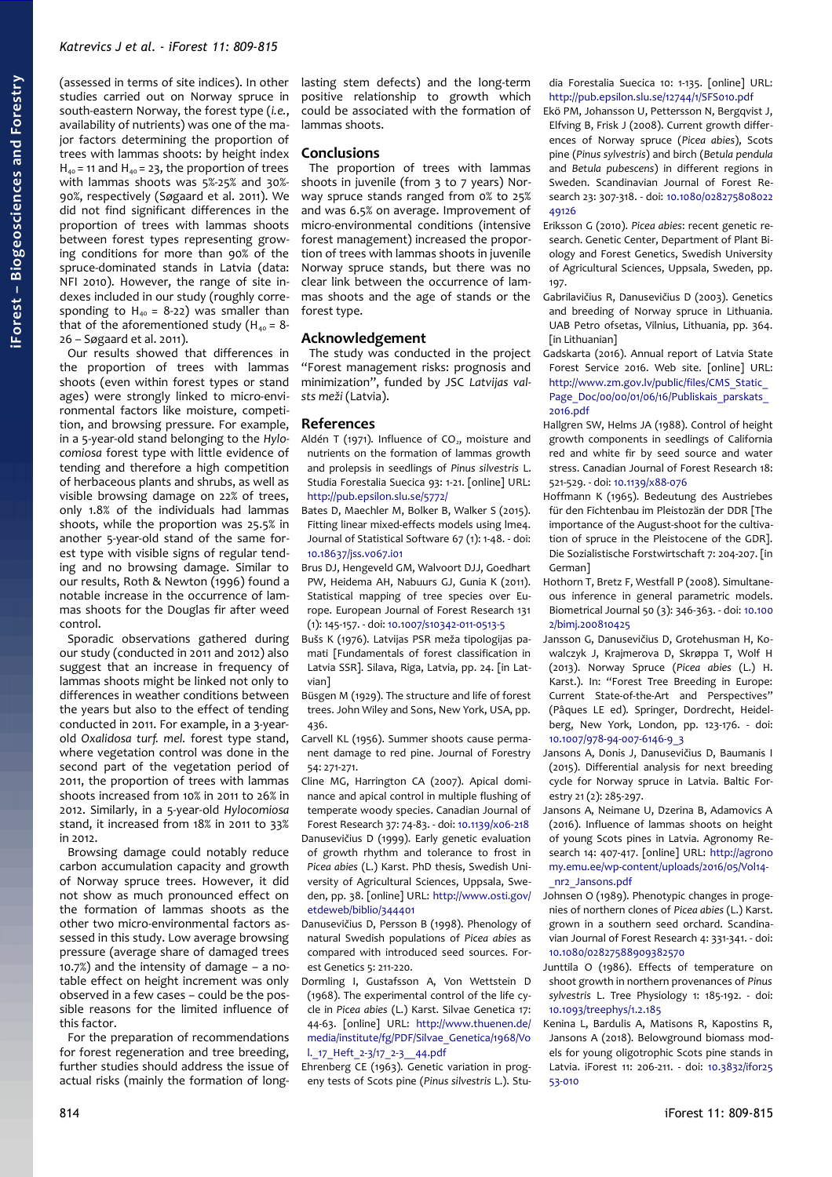(assessed in terms of site indices). In other studies carried out on Norway spruce in south-eastern Norway, the forest type (*i.e.*, availability of nutrients) was one of the major factors determining the proportion of trees with lammas shoots: by height index $H_{40}$ = 11 and $H_{40}$ = 23, the proportion of trees with lammas shoots was 5%-25% and 30%-90%, respectively (Søgaard et al. 2011). We did not find significant differences in the proportion of trees with lammas shoots between forest types representing growing conditions for more than 90% of the spruce-dominated stands in Latvia (data: NFI 2010). However, the range of site indexes included in our study (roughly corresponding to $H_{40}$ = 8-22) was smaller than that of the aforementioned study ($H_{40}$ = 8-26 – Søgaard et al. 2011).

Our results showed that differences in the proportion of trees with lammas shoots (even within forest types or stand ages) were strongly linked to micro-environmental factors like moisture, competition, and browsing pressure. For example, in a 5-year-old stand belonging to the *Hylocomiosa* forest type with little evidence of tending and therefore a high competition of herbaceous plants and shrubs, as well as visible browsing damage on 22% of trees, only 1.8% of the individuals had lammas shoots, while the proportion was 25.5% in another 5-year-old stand of the same forest type with visible signs of regular tending and no browsing damage. Similar to our results, Roth & Newton (1996) found a notable increase in the occurrence of lammas shoots for the Douglas fir after weed control.

Sporadic observations gathered during our study (conducted in 2011 and 2012) also suggest that an increase in frequency of lammas shoots might be linked not only to differences in weather conditions between the years but also to the effect of tending conducted in 2011. For example, in a 3-year-old *Oxalidosa turf. mel.* forest type stand, where vegetation control was done in the second part of the vegetation period of 2011, the proportion of trees with lammas shoots increased from 10% in 2011 to 26% in 2012. Similarly, in a 5-year-old *Hylocomiosa* stand, it increased from 18% in 2011 to 33% in 2012.

Browsing damage could notably reduce carbon accumulation capacity and growth of Norway spruce trees. However, it did not show as much pronounced effect on the formation of lammas shoots as the other two micro-environmental factors assessed in this study. Low average browsing pressure (average share of damaged trees 10.7%) and the intensity of damage – a notable effect on height increment was only observed in a few cases – could be the possible reasons for the limited influence of this factor.

For the preparation of recommendations for forest regeneration and tree breeding, further studies should address the issue of actual risks (mainly the formation of long-lasting stem defects) and the long-term positive relationship to growth which could be associated with the formation of lammas shoots.

## Conclusions

The proportion of trees with lammas shoots in juvenile (from 3 to 7 years) Norway spruce stands ranged from 0% to 25% and was 6.5% on average. Improvement of micro-environmental conditions (intensive forest management) increased the proportion of trees with lammas shoots in juvenile Norway spruce stands, but there was no clear link between the occurrence of lammas shoots and the age of stands or the forest type.

## Acknowledgement

The study was conducted in the project "Forest management risks: prognosis and minimization", funded by JSC *Latvijas valsts meži* (Latvia).

## References

Aldén T (1971). Influence of $CO_2$, moisture and nutrients on the formation of lammas growth and prolepsis in seedlings of *Pinus silvestris* L. Studia Forestalia Suecica 93: 1-21. [online] URL: http://pub.epsilon.slu.se/5772/

Bates D, Maechler M, Bolker B, Walker S (2015). Fitting linear mixed-effects models using lme4. Journal of Statistical Software 67 (1): 1-48. - doi: 10.18637/jss.v067.i01

Brus DJ, Hengeveld GM, Walvoort DJJ, Goedhart PW, Heidema AH, Nabuurs GJ, Gunia K (2011). Statistical mapping of tree species over Europe. European Journal of Forest Research 131 (1): 145-157. - doi: 10.1007/s10342-011-0513-5

Bušs K (1976). Latvijas PSR meža tipoloģijas pamati [Fundamentals of forest classification in Latvia SSR]. Silava, Riga, Latvia, pp. 24. [in Latvian]

Büsgen M (1929). The structure and life of forest trees. John Wiley and Sons, New York, USA, pp. 436.

Carvell KL (1956). Summer shoots cause permanent damage to red pine. Journal of Forestry 54: 271-271.

Cline MG, Harrington CA (2007). Apical dominance and apical control in multiple flushing of temperate woody species. Canadian Journal of Forest Research 37: 74-83. - doi: 10.1139/x06-218

Danusevičius D (1999). Early genetic evaluation of growth rhythm and tolerance to frost in *Picea abies* (L.) Karst. PhD thesis, Swedish University of Agricultural Sciences, Uppsala, Sweden, pp. 38. [online] URL: http://www.osti.gov/etdeweb/biblio/344401

Danusevičius D, Persson B (1998). Phenology of natural Swedish populations of *Picea abies* as compared with introduced seed sources. Forest Genetics 5: 211-220.

Dormling I, Gustafsson A, Von Wettstein D (1968). The experimental control of the life cycle in *Picea abies* (L.) Karst. Silvae Genetica 17: 44-63. [online] URL: http://www.thuenen.de/media/institute/fg/PDF/Silvae_Genetica/1968/Vol._17_Heft_2-3/17_2-3__44.pdf

Ehrenberg CE (1963). Genetic variation in progeny tests of Scots pine (*Pinus silvestris* L.). Studia Forestalia Suecica 10: 1-135. [online] URL: http://pub.epsilon.slu.se/12744/1/SFS010.pdf

Ekö PM, Johansson U, Pettersson N, Bergqvist J, Elfving B, Frisk J (2008). Current growth differences of Norway spruce (*Picea abies*), Scots pine (*Pinus sylvestris*) and birch (*Betula pendula* and *Betula pubescens*) in different regions in Sweden. Scandinavian Journal of Forest Research 23: 307-318. - doi: 10.1080/02827580802249126

Eriksson G (2010). *Picea abies*: recent genetic research. Genetic Center, Department of Plant Biology and Forest Genetics, Swedish University of Agricultural Sciences, Uppsala, Sweden, pp. 197.

Gabrilavičius R, Danusevičius D (2003). Genetics and breeding of Norway spruce in Lithuania. UAB Petro ofsetas, Vilnius, Lithuania, pp. 364. [in Lithuanian]

Gadskarta (2016). Annual report of Latvia State Forest Service 2016. Web site. [online] URL: http://www.zm.gov.lv/public/files/CMS_Static_Page_Doc/00/00/01/06/16/Publiskais_parskats_2016.pdf

Hallgren SW, Helms JA (1988). Control of height growth components in seedlings of California red and white fir by seed source and water stress. Canadian Journal of Forest Research 18: 521-529. - doi: 10.1139/x88-076

Hoffmann K (1965). Bedeutung des Austriebes für den Fichtenbau im Pleistozän der DDR [The importance of the August-shoot for the cultivation of spruce in the Pleistocene of the GDR]. Die Sozialistische Forstwirtschaft 7: 204-207. [in German]

Hothorn T, Bretz F, Westfall P (2008). Simultaneous inference in general parametric models. Biometrical Journal 50 (3): 346-363. - doi: 10.1002/bimj.200810425

Jansson G, Danusevičius D, Grotehusman H, Kowalczyk J, Krajmerova D, Skrøppa T, Wolf H (2013). Norway Spruce (*Picea abies* (L.) H. Karst.). In: "Forest Tree Breeding in Europe: Current State-of-the-Art and Perspectives" (Pâques LE ed). Springer, Dordrecht, Heidelberg, New York, London, pp. 123-176. - doi: 10.1007/978-94-007-6146-9_3

Jansons A, Donis J, Danusevičius D, Baumanis I (2015). Differential analysis for next breeding cycle for Norway spruce in Latvia. Baltic Forestry 21 (2): 285-297.

Jansons A, Neimane U, Dzerina B, Adamovics A (2016). Influence of lammas shoots on height of young Scots pines in Latvia. Agronomy Research 14: 407-417. [online] URL: http://agronomy.emu.ee/wp-content/uploads/2016/05/Vol14-_nr2_Jansons.pdf

Johnsen O (1989). Phenotypic changes in progenies of northern clones of *Picea abies* (L.) Karst. grown in a southern seed orchard. Scandinavian Journal of Forest Research 4: 331-341. - doi: 10.1080/02827588909382570

Junttila O (1986). Effects of temperature on shoot growth in northern provenances of *Pinus sylvestris* L. Tree Physiology 1: 185-192. - doi: 10.1093/treephys/1.2.185

Kenina L, Bardulis A, Matisons R, Kapostins R, Jansons A (2018). Belowground biomass models for young oligotrophic Scots pine stands in Latvia. iForest 11: 206-211. - doi: 10.3832/ifor2553-010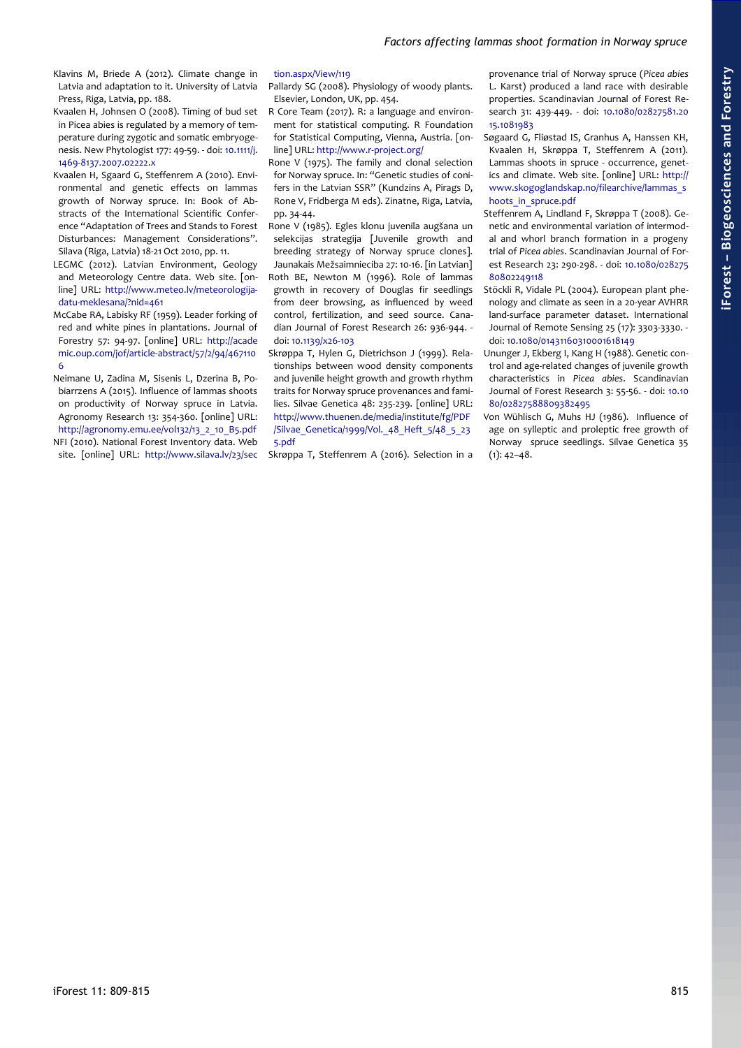Klavins M, Briede A (2012). Climate change in Latvia and adaptation to it. University of Latvia Press, Riga, Latvia, pp. 188.

Kvaalen H, Johnsen O (2008). Timing of bud set in Picea abies is regulated by a memory of temperature during zygotic and somatic embryogenesis. New Phytologist 177: 49-59. - doi: 10.1111/j.1469-8137.2007.02222.x

Kvaalen H, Sgaard G, Steffenrem A (2010). Environmental and genetic effects on lammas growth of Norway spruce. In: Book of Abstracts of the International Scientific Conference "Adaptation of Trees and Stands to Forest Disturbances: Management Considerations". Silava (Riga, Latvia) 18-21 Oct 2010, pp. 11.

LEGMC (2012). Latvian Environment, Geology and Meteorology Centre data. Web site. [online] URL: http://www.meteo.lv/meteorologija-datu-meklesana/?nid=461

McCabe RA, Labisky RF (1959). Leader forking of red and white pines in plantations. Journal of Forestry 57: 94-97. [online] URL: http://academic.oup.com/jof/article-abstract/57/2/94/4671106

Neimane U, Zadina M, Sisenis L, Dzerina B, Pobiarrzens A (2015). Influence of lammas shoots on productivity of Norway spruce in Latvia. Agronomy Research 13: 354-360. [online] URL: http://agronomy.emu.ee/vol132/13_2_10_B5.pdf

NFI (2010). National Forest Inventory data. Web site. [online] URL: http://www.silava.lv/23/section.aspx/View/119

Pallardy SG (2008). Physiology of woody plants. Elsevier, London, UK, pp. 454.

R Core Team (2017). R: a language and environment for statistical computing. R Foundation for Statistical Computing, Vienna, Austria. [online] URL: http://www.r-project.org/

Rone V (1975). The family and clonal selection for Norway spruce. In: "Genetic studies of conifers in the Latvian SSR" (Kundzins A, Pirags D, Rone V, Fridberga M eds). Zinatne, Riga, Latvia, pp. 34-44.

Rone V (1985). Egles klonu juvenila augšana un selekcijas strategija [Juvenile growth and breeding strategy of Norway spruce clones]. Jaunakais Mežsaimnieciba 27: 10-16. [in Latvian]

Roth BE, Newton M (1996). Role of lammas growth in recovery of Douglas fir seedlings from deer browsing, as influenced by weed control, fertilization, and seed source. Canadian Journal of Forest Research 26: 936-944. - doi: 10.1139/x26-103

Skrøppa T, Hylen G, Dietrichson J (1999). Relationships between wood density components and juvenile height growth and growth rhythm traits for Norway spruce provenances and families. Silvae Genetica 48: 235-239. [online] URL: http://www.thuenen.de/media/institute/fg/PDF/Silvae_Genetica/1999/Vol._48_Heft_5/48_5_235.pdf

Skrøppa T, Steffenrem A (2016). Selection in a provenance trial of Norway spruce (*Picea abies* L. Karst) produced a land race with desirable properties. Scandinavian Journal of Forest Research 31: 439-449. - doi: 10.1080/02827581.2015.1081983

Søgaard G, Fløistad IS, Granhus A, Hanssen KH, Kvaalen H, Skrøppa T, Steffenrem A (2011). Lammas shoots in spruce - occurrence, genetics and climate. Web site. [online] URL: http://www.skogoglandskap.no/filearchive/lammas_shoots_in_spruce.pdf

Steffenrem A, Lindland F, Skrøppa T (2008). Genetic and environmental variation of intermodal and whorl branch formation in a progeny trial of *Picea abies*. Scandinavian Journal of Forest Research 23: 290-298. - doi: 10.1080/02827580802249118

Stöckli R, Vidale PL (2004). European plant phenology and climate as seen in a 20-year AVHRR land-surface parameter dataset. International Journal of Remote Sensing 25 (17): 3303-3330. - doi: 10.1080/01431160310001618149

Ununger J, Ekberg I, Kang H (1988). Genetic control and age-related changes of juvenile growth characteristics in *Picea abies*. Scandinavian Journal of Forest Research 3: 55-56. - doi: 10.1080/02827588809382495

Von Wühlisch G, Muhs HJ (1986). Influence of age on sylleptic and proleptic free growth of Norway spruce seedlings. Silvae Genetica 35 (1): 42–48.